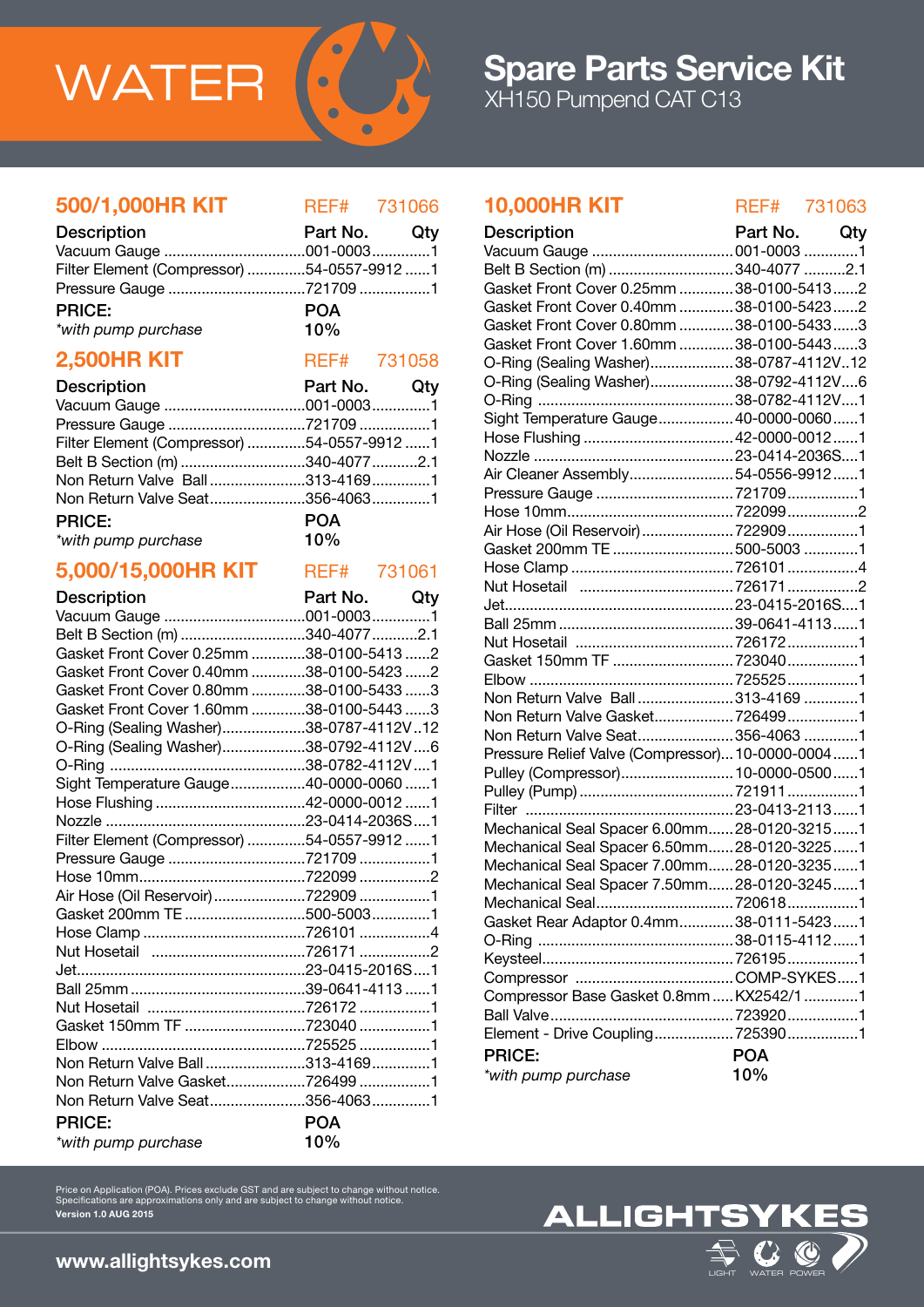# WATER

## Spare Parts Service Kit

XH150 Pumpend CAT C13

## 500/1,000HR KIT

REF# 731066

| Description | Part No. | Qty |
|---|---|---|
| Vacuum Gauge | 001-0003 | 1 |
| Filter Element (Compressor) | 54-0557-9912 | 1 |
| Pressure Gauge | 721709 | 1 |

**PRICE:** POA

*with pump purchase* 10%

## 2,500HR KIT

REF# 731058

| Description | Part No. | Qty |
|---|---|---|
| Vacuum Gauge | 001-0003 | 1 |
| Pressure Gauge | 721709 | 1 |
| Filter Element (Compressor) | 54-0557-9912 | 1 |
| Belt B Section (m) | 340-4077 | 2.1 |
| Non Return Valve Ball | 313-4169 | 1 |
| Non Return Valve Seat | 356-4063 | 1 |

**PRICE:** POA

*with pump purchase* 10%

## 5,000/15,000HR KIT

REF# 731061

| Description | Part No. | Qty |
|---|---|---|
| Vacuum Gauge | 001-0003 | 1 |
| Belt B Section (m) | 340-4077 | 2.1 |
| Gasket Front Cover 0.25mm | 38-0100-5413 | 2 |
| Gasket Front Cover 0.40mm | 38-0100-5423 | 2 |
| Gasket Front Cover 0.80mm | 38-0100-5433 | 3 |
| Gasket Front Cover 1.60mm | 38-0100-5443 | 3 |
| O-Ring (Sealing Washer) | 38-0787-4112V | 12 |
| O-Ring (Sealing Washer) | 38-0792-4112V | 6 |
| O-Ring | 38-0782-4112V | 1 |
| Sight Temperature Gauge | 40-0000-0060 | 1 |
| Hose Flushing | 42-0000-0012 | 1 |
| Nozzle | 23-0414-2036S | 1 |
| Filter Element (Compressor) | 54-0557-9912 | 1 |
| Pressure Gauge | 721709 | 1 |
| Hose 10mm | 722099 | 2 |
| Air Hose (Oil Reservoir) | 722909 | 1 |
| Gasket 200mm TE | 500-5003 | 1 |
| Hose Clamp | 726101 | 4 |
| Nut Hosetail | 726171 | 2 |
| Jet | 23-0415-2016S | 1 |
| Ball 25mm | 39-0641-4113 | 1 |
| Nut Hosetail | 726172 | 1 |
| Gasket 150mm TF | 723040 | 1 |
| Elbow | 725525 | 1 |
| Non Return Valve Ball | 313-4169 | 1 |
| Non Return Valve Gasket | 726499 | 1 |
| Non Return Valve Seat | 356-4063 | 1 |

**PRICE:** POA

*with pump purchase* 10%

## 10,000HR KIT

REF# 731063

| Description | Part No. | Qty |
|---|---|---|
| Vacuum Gauge | 001-0003 | 1 |
| Belt B Section (m) | 340-4077 | 2.1 |
| Gasket Front Cover 0.25mm | 38-0100-5413 | 2 |
| Gasket Front Cover 0.40mm | 38-0100-5423 | 2 |
| Gasket Front Cover 0.80mm | 38-0100-5433 | 3 |
| Gasket Front Cover 1.60mm | 38-0100-5443 | 3 |
| O-Ring (Sealing Washer) | 38-0787-4112V | 12 |
| O-Ring (Sealing Washer) | 38-0792-4112V | 6 |
| O-Ring | 38-0782-4112V | 1 |
| Sight Temperature Gauge | 40-0000-0060 | 1 |
| Hose Flushing | 42-0000-0012 | 1 |
| Nozzle | 23-0414-2036S | 1 |
| Air Cleaner Assembly | 54-0556-9912 | 1 |
| Pressure Gauge | 721709 | 1 |
| Hose 10mm | 722099 | 2 |
| Air Hose (Oil Reservoir) | 722909 | 1 |
| Gasket 200mm TE | 500-5003 | 1 |
| Hose Clamp | 726101 | 4 |
| Nut Hosetail | 726171 | 2 |
| Jet | 23-0415-2016S | 1 |
| Ball 25mm | 39-0641-4113 | 1 |
| Nut Hosetail | 726172 | 1 |
| Gasket 150mm TF | 723040 | 1 |
| Elbow | 725525 | 1 |
| Non Return Valve Ball | 313-4169 | 1 |
| Non Return Valve Gasket | 726499 | 1 |
| Non Return Valve Seat | 356-4063 | 1 |
| Pressure Relief Valve (Compressor) | 10-0000-0004 | 1 |
| Pulley (Compressor) | 10-0000-0500 | 1 |
| Pulley (Pump) | 721911 | 1 |
| Filter | 23-0413-2113 | 1 |
| Mechanical Seal Spacer 6.00mm | 28-0120-3215 | 1 |
| Mechanical Seal Spacer 6.50mm | 28-0120-3225 | 1 |
| Mechanical Seal Spacer 7.00mm | 28-0120-3235 | 1 |
| Mechanical Seal Spacer 7.50mm | 28-0120-3245 | 1 |
| Mechanical Seal | 720618 | 1 |
| Gasket Rear Adaptor 0.4mm | 38-0111-5423 | 1 |
| O-Ring | 38-0115-4112 | 1 |
| Keysteel | 726195 | 1 |
| Compressor | COMP-SYKES | 1 |
| Compressor Base Gasket 0.8mm | KX2542/1 | 1 |
| Ball Valve | 723920 | 1 |
| Element - Drive Coupling | 725390 | 1 |

**PRICE:** POA

*with pump purchase* 10%

Price on Application (POA). Prices exclude GST and are subject to change without notice.
Specifications are approximations only and are subject to change without notice.
**Version 1.0 AUG 2015**

**www.allightsykes.com**

ALLIGHTSYKES

LIGHT WATER POWER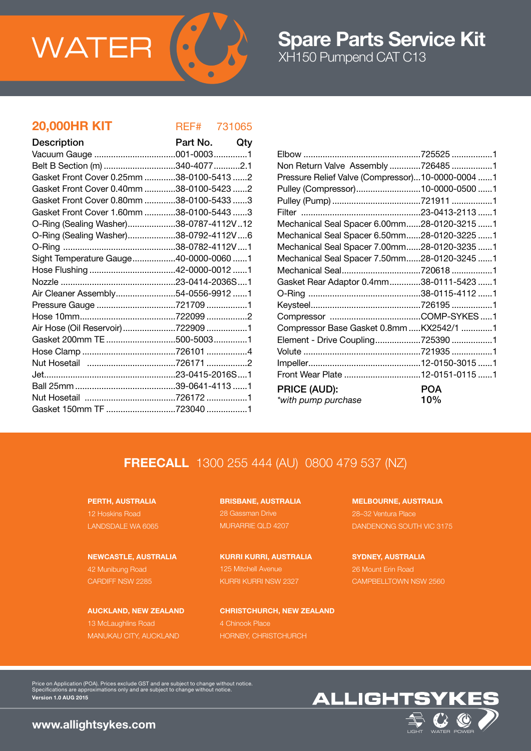WATER

# Spare Parts Service Kit

XH150 Pumpend CAT C13

## 20,000HR KIT

REF# 731065

| Description | Part No. | Qty |
| --- | --- | --- |
| Vacuum Gauge | 001-0003 | 1 |
| Belt B Section (m) | 340-4077 | 2.1 |
| Gasket Front Cover 0.25mm | 38-0100-5413 | 2 |
| Gasket Front Cover 0.40mm | 38-0100-5423 | 2 |
| Gasket Front Cover 0.80mm | 38-0100-5433 | 3 |
| Gasket Front Cover 1.60mm | 38-0100-5443 | 3 |
| O-Ring (Sealing Washer) | 38-0787-4112V | 12 |
| O-Ring (Sealing Washer) | 38-0792-4112V | 6 |
| O-Ring | 38-0782-4112V | 1 |
| Sight Temperature Gauge | 40-0000-0060 | 1 |
| Hose Flushing | 42-0000-0012 | 1 |
| Nozzle | 23-0414-2036S | 1 |
| Air Cleaner Assembly | 54-0556-9912 | 1 |
| Pressure Gauge | 721709 | 1 |
| Hose 10mm | 722099 | 2 |
| Air Hose (Oil Reservoir) | 722909 | 1 |
| Gasket 200mm TE | 500-5003 | 1 |
| Hose Clamp | 726101 | 4 |
| Nut Hosetail | 726171 | 2 |
| Jet | 23-0415-2016S | 1 |
| Ball 25mm | 39-0641-4113 | 1 |
| Nut Hosetail | 726172 | 1 |
| Gasket 150mm TF | 723040 | 1 |
| Elbow | 725525 | 1 |
| Non Return Valve Assembly | 726485 | 1 |
| Pressure Relief Valve (Compressor) | 10-0000-0004 | 1 |
| Pulley (Compressor) | 10-0000-0500 | 1 |
| Pulley (Pump) | 721911 | 1 |
| Filter | 23-0413-2113 | 1 |
| Mechanical Seal Spacer 6.00mm | 28-0120-3215 | 1 |
| Mechanical Seal Spacer 6.50mm | 28-0120-3225 | 1 |
| Mechanical Seal Spacer 7.00mm | 28-0120-3235 | 1 |
| Mechanical Seal Spacer 7.50mm | 28-0120-3245 | 1 |
| Mechanical Seal | 720618 | 1 |
| Gasket Rear Adaptor 0.4mm | 38-0111-5423 | 1 |
| O-Ring | 38-0115-4112 | 1 |
| Keysteel | 726195 | 1 |
| Compressor | COMP-SYKES | 1 |
| Compressor Base Gasket 0.8mm | KX2542/1 | 1 |
| Element - Drive Coupling | 725390 | 1 |
| Volute | 721935 | 1 |
| Impeller | 12-0150-3015 | 1 |
| Front Wear Plate | 12-0151-0115 | 1 |

**PRICE (AUD):** POA

*\*with pump purchase* 10%

**FREECALL** 1300 255 444 (AU) 0800 479 537 (NZ)

**PERTH, AUSTRALIA**
12 Hoskins Road
LANDSDALE WA 6065

**BRISBANE, AUSTRALIA**
28 Gassman Drive
MURARRIE QLD 4207

**MELBOURNE, AUSTRALIA**
28–32 Ventura Place
DANDENONG SOUTH VIC 3175

**NEWCASTLE, AUSTRALIA**
42 Munibung Road
CARDIFF NSW 2285

**KURRI KURRI, AUSTRALIA**
125 Mitchell Avenue
KURRI KURRI NSW 2327

**SYDNEY, AUSTRALIA**
26 Mount Erin Road
CAMPBELLTOWN NSW 2560

**AUCKLAND, NEW ZEALAND**
13 McLaughlins Road
MANUKAU CITY, AUCKLAND

**CHRISTCHURCH, NEW ZEALAND**
4 Chinook Place
HORNBY, CHRISTCHURCH

Price on Application (POA). Prices exclude GST and are subject to change without notice.
Specifications are approximations only and are subject to change without notice.
**Version 1.0 AUG 2015**

**www.allightsykes.com**

ALLIGHTSYKES

LIGHT WATER POWER